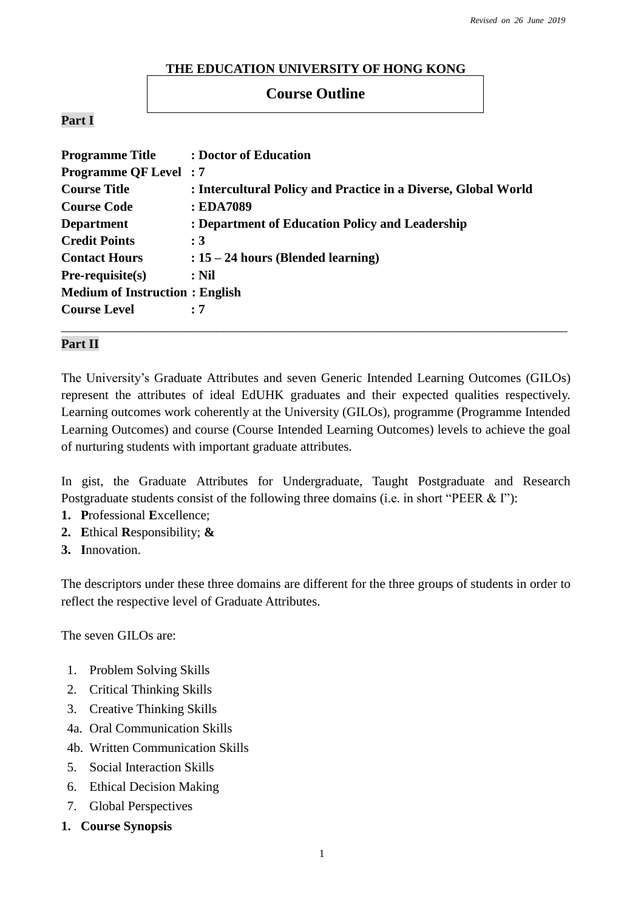*Revised on 26 June 2019*

**THE EDUCATION UNIVERSITY OF HONG KONG**

# Course Outline

## Part I

**Programme Title : Doctor of Education**
**Programme QF Level : 7**
**Course Title : Intercultural Policy and Practice in a Diverse, Global World**
**Course Code : EDA7089**
**Department : Department of Education Policy and Leadership**
**Credit Points : 3**
**Contact Hours : 15 – 24 hours (Blended learning)**
**Pre-requisite(s) : Nil**
**Medium of Instruction : English**
**Course Level : 7**

---

## Part II

The University's Graduate Attributes and seven Generic Intended Learning Outcomes (GILOs) represent the attributes of ideal EdUHK graduates and their expected qualities respectively. Learning outcomes work coherently at the University (GILOs), programme (Programme Intended Learning Outcomes) and course (Course Intended Learning Outcomes) levels to achieve the goal of nurturing students with important graduate attributes.

In gist, the Graduate Attributes for Undergraduate, Taught Postgraduate and Research Postgraduate students consist of the following three domains (i.e. in short "PEER & I"):

1. **P**rofessional **E**xcellence;
2. **E**thical **R**esponsibility; **&**
3. **I**nnovation.

The descriptors under these three domains are different for the three groups of students in order to reflect the respective level of Graduate Attributes.

The seven GILOs are:

1. Problem Solving Skills
2. Critical Thinking Skills
3. Creative Thinking Skills
4a. Oral Communication Skills
4b. Written Communication Skills
5. Social Interaction Skills
6. Ethical Decision Making
7. Global Perspectives

### 1. Course Synopsis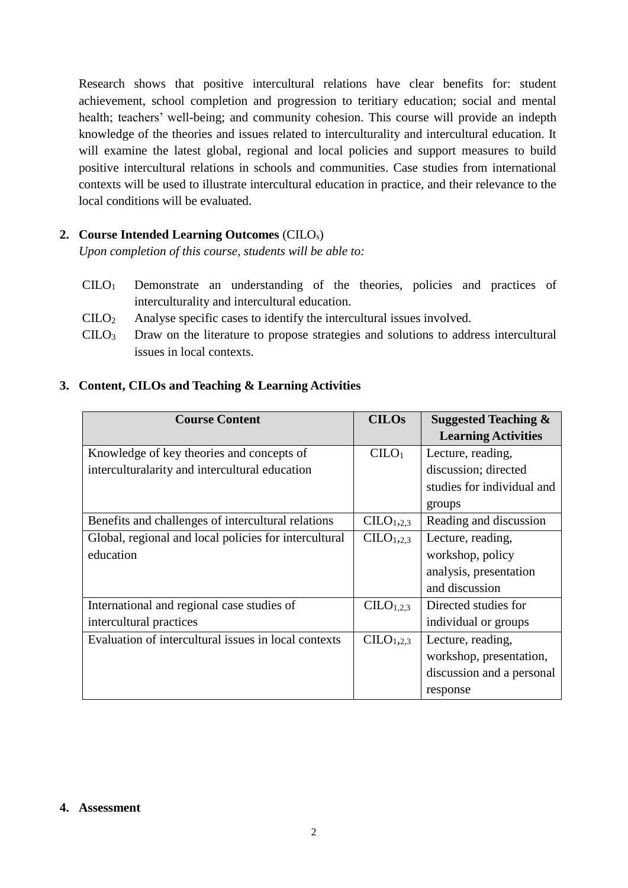Research shows that positive intercultural relations have clear benefits for: student achievement, school completion and progression to teritiary education; social and mental health; teachers' well-being; and community cohesion. This course will provide an indepth knowledge of the theories and issues related to interculturality and intercultural education. It will examine the latest global, regional and local policies and support measures to build positive intercultural relations in schools and communities. Case studies from international contexts will be used to illustrate intercultural education in practice, and their relevance to the local conditions will be evaluated.

## 2. Course Intended Learning Outcomes (CILOs)

*Upon completion of this course, students will be able to:*

- $CILO_1$ Demonstrate an understanding of the theories, policies and practices of interculturality and intercultural education.
- $CILO_2$ Analyse specific cases to identify the intercultural issues involved.
- $CILO_3$ Draw on the literature to propose strategies and solutions to address intercultural issues in local contexts.

## 3. Content, CILOs and Teaching & Learning Activities

| Course Content | CILOs | Suggested Teaching & Learning Activities |
|---|---|---|
| Knowledge of key theories and concepts of interculturalarity and intercultural education | $CILO_1$ | Lecture, reading, discussion; directed studies for individual and groups |
| Benefits and challenges of intercultural relations | $CILO_{1,2,3}$ | Reading and discussion |
| Global, regional and local policies for intercultural education | $CILO_{1,2,3}$ | Lecture, reading, workshop, policy analysis, presentation and discussion |
| International and regional case studies of intercultural practices | $CILO_{1,2,3}$ | Directed studies for individual or groups |
| Evaluation of intercultural issues in local contexts | $CILO_{1,2,3}$ | Lecture, reading, workshop, presentation, discussion and a personal response |

## 4. Assessment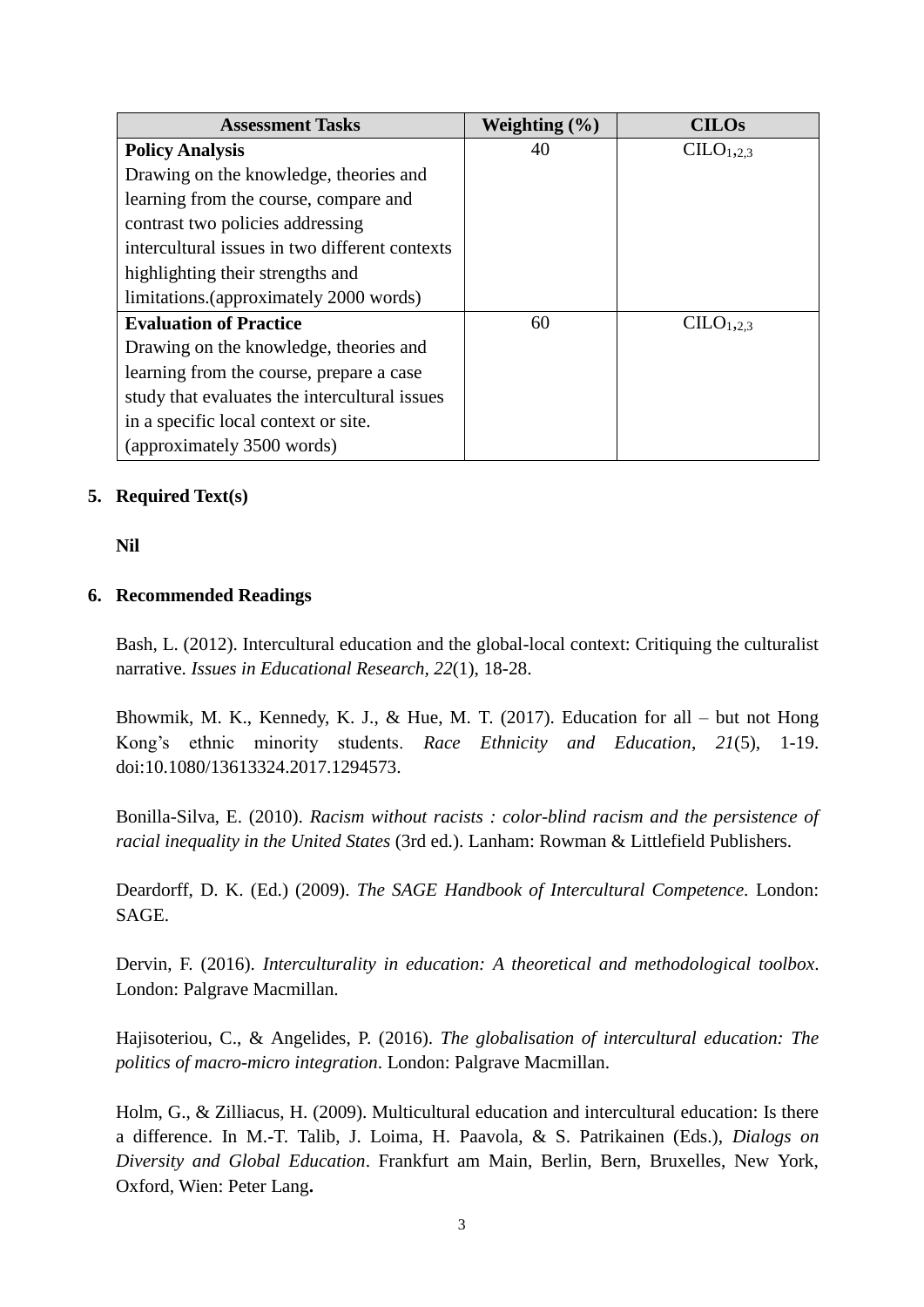| Assessment Tasks | Weighting (%) | CILOs |
|---|---|---|
| **Policy Analysis** Drawing on the knowledge, theories and learning from the course, compare and contrast two policies addressing intercultural issues in two different contexts highlighting their strengths and limitations.(approximately 2000 words) | 40 | $CILO_{1,2,3}$ |
| **Evaluation of Practice** Drawing on the knowledge, theories and learning from the course, prepare a case study that evaluates the intercultural issues in a specific local context or site. (approximately 3500 words) | 60 | $CILO_{1,2,3}$ |

## 5. Required Text(s)

**Nil**

## 6. Recommended Readings

Bash, L. (2012). Intercultural education and the global-local context: Critiquing the culturalist narrative. *Issues in Educational Research*, *22*(1), 18-28.

Bhowmik, M. K., Kennedy, K. J., & Hue, M. T. (2017). Education for all – but not Hong Kong's ethnic minority students. *Race Ethnicity and Education*, *21*(5), 1-19. doi:10.1080/13613324.2017.1294573.

Bonilla-Silva, E. (2010). *Racism without racists : color-blind racism and the persistence of racial inequality in the United States* (3rd ed.). Lanham: Rowman & Littlefield Publishers.

Deardorff, D. K. (Ed.) (2009). *The SAGE Handbook of Intercultural Competence*. London: SAGE.

Dervin, F. (2016). *Interculturality in education: A theoretical and methodological toolbox*. London: Palgrave Macmillan.

Hajisoteriou, C., & Angelides, P. (2016). *The globalisation of intercultural education: The politics of macro-micro integration*. London: Palgrave Macmillan.

Holm, G., & Zilliacus, H. (2009). Multicultural education and intercultural education: Is there a difference. In M.-T. Talib, J. Loima, H. Paavola, & S. Patrikainen (Eds.), *Dialogs on Diversity and Global Education*. Frankfurt am Main, Berlin, Bern, Bruxelles, New York, Oxford, Wien: Peter Lang**.**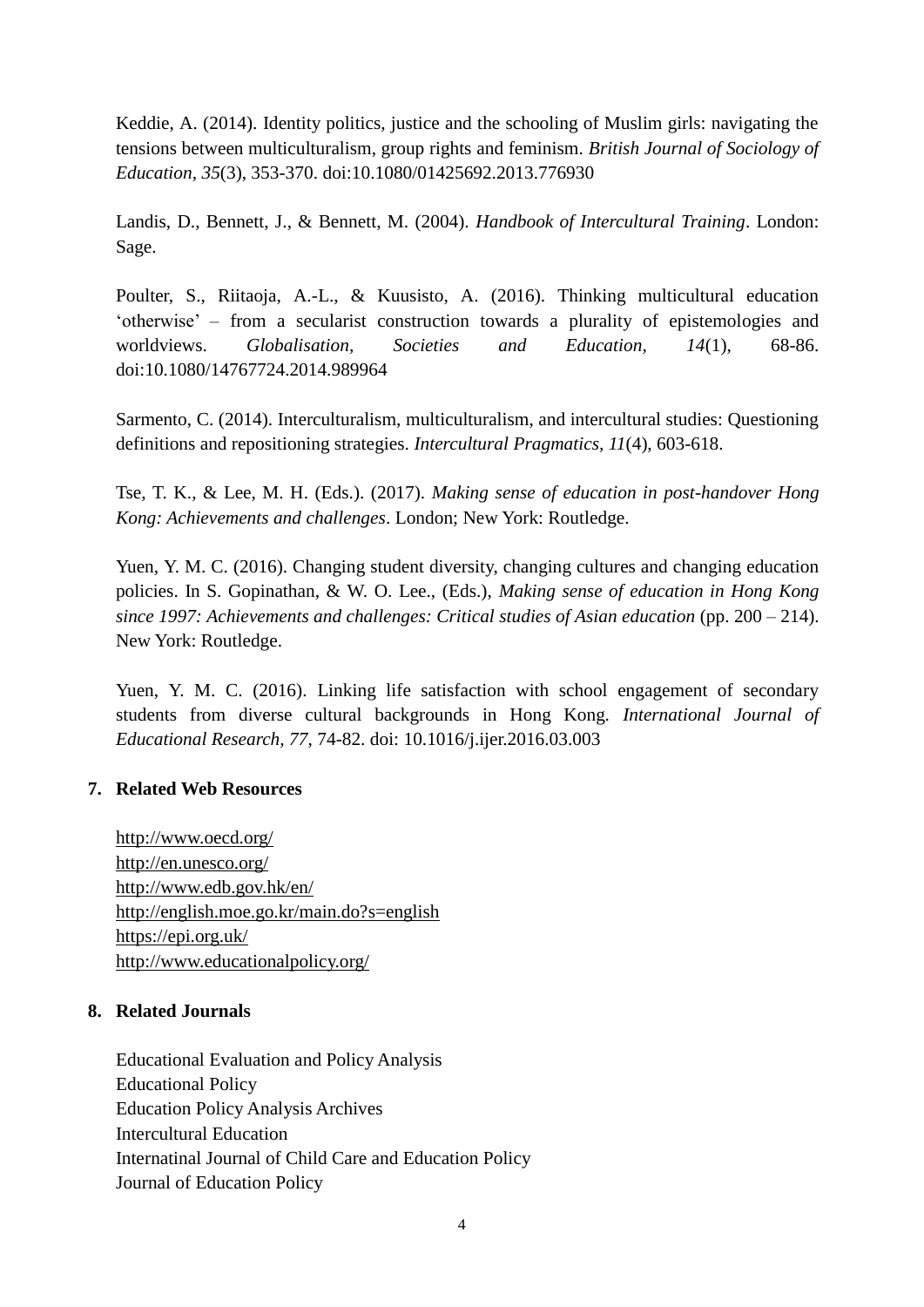Keddie, A. (2014). Identity politics, justice and the schooling of Muslim girls: navigating the tensions between multiculturalism, group rights and feminism. *British Journal of Sociology of Education, 35*(3), 353-370. doi:10.1080/01425692.2013.776930

Landis, D., Bennett, J., & Bennett, M. (2004). *Handbook of Intercultural Training*. London: Sage.

Poulter, S., Riitaoja, A.-L., & Kuusisto, A. (2016). Thinking multicultural education 'otherwise' – from a secularist construction towards a plurality of epistemologies and worldviews. *Globalisation, Societies and Education, 14*(1), 68-86. doi:10.1080/14767724.2014.989964

Sarmento, C. (2014). Interculturalism, multiculturalism, and intercultural studies: Questioning definitions and repositioning strategies. *Intercultural Pragmatics, 11*(4), 603-618.

Tse, T. K., & Lee, M. H. (Eds.). (2017). *Making sense of education in post-handover Hong Kong: Achievements and challenges*. London; New York: Routledge.

Yuen, Y. M. C. (2016). Changing student diversity, changing cultures and changing education policies. In S. Gopinathan, & W. O. Lee., (Eds.), *Making sense of education in Hong Kong since 1997: Achievements and challenges: Critical studies of Asian education* (pp. 200 – 214). New York: Routledge.

Yuen, Y. M. C. (2016). Linking life satisfaction with school engagement of secondary students from diverse cultural backgrounds in Hong Kong. *International Journal of Educational Research, 77*, 74-82. doi: 10.1016/j.ijer.2016.03.003

## 7. Related Web Resources

http://www.oecd.org/
http://en.unesco.org/
http://www.edb.gov.hk/en/
http://english.moe.go.kr/main.do?s=english
https://epi.org.uk/
http://www.educationalpolicy.org/

## 8. Related Journals

Educational Evaluation and Policy Analysis
Educational Policy
Education Policy Analysis Archives
Intercultural Education
Internatinal Journal of Child Care and Education Policy
Journal of Education Policy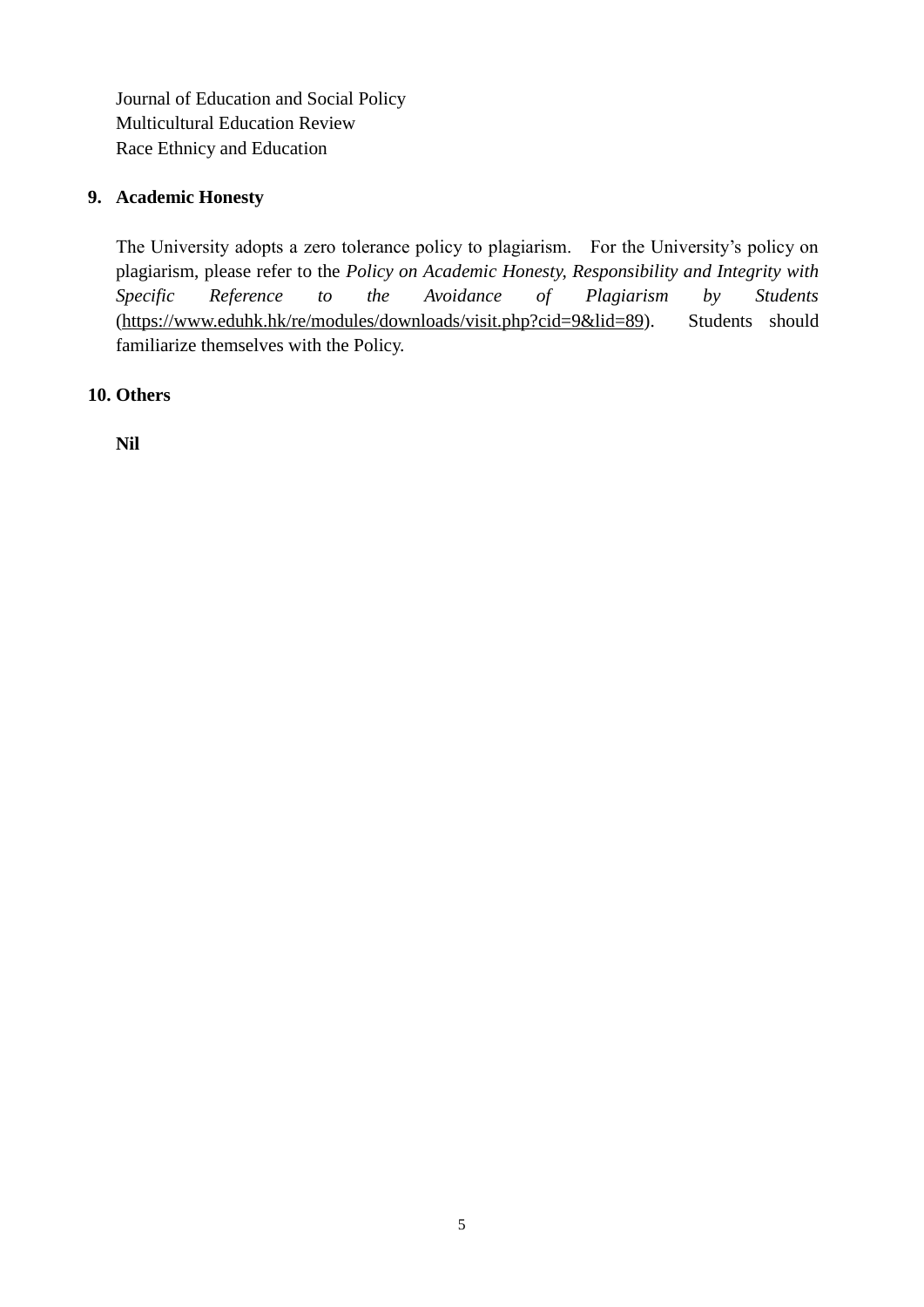Journal of Education and Social Policy
Multicultural Education Review
Race Ethnicy and Education

## 9. Academic Honesty

The University adopts a zero tolerance policy to plagiarism. For the University's policy on plagiarism, please refer to the *Policy on Academic Honesty, Responsibility and Integrity with Specific Reference to the Avoidance of Plagiarism by Students* (https://www.eduhk.hk/re/modules/downloads/visit.php?cid=9&lid=89). Students should familiarize themselves with the Policy.

## 10. Others

**Nil**